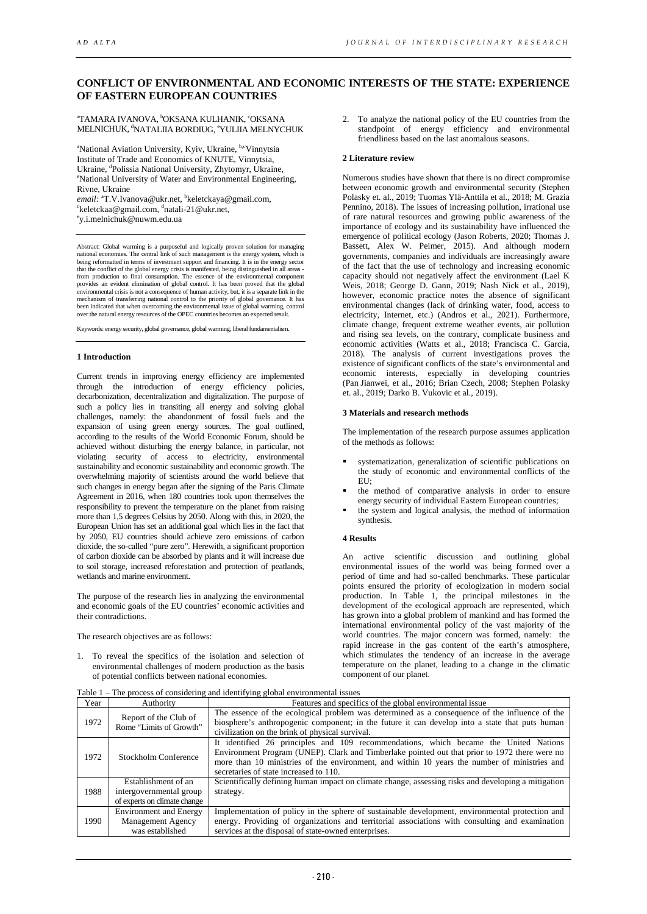# CONFLICT OF ENVIRONMENTAL AND ECONOMIC INTERESTS OF THE STATE: EXPERIENCE OF EASTERN EUROPEAN COUNTRIES

[a]TAMARA IVANOVA, [b]OKSANA KULHANIK, [c]OKSANA MELNICHUK, [d]NATALIIA BORDIUG, [e]YULIIA MELNYCHUK

[a]National Aviation University, Kyiv, Ukraine, [b,c]Vinnytsia Institute of Trade and Economics of KNUTE, Vinnytsia, Ukraine, [d]Polissia National University, Zhytomyr, Ukraine, [e]National University of Water and Environmental Engineering, Rivne, Ukraine

*email:* [a]T.V.Ivanova@ukr.net, [b]keletckaya@gmail.com, [c]keletckaa@gmail.com, [d]natali-21@ukr.net, [e]y.i.melnichuk@nuwm.edu.ua

Abstract: Global warming is a purposeful and logically proven solution for managing national economies. The central link of such management is the energy system, which is being reformatted in terms of investment support and financing. It is in the energy sector that the conflict of the global energy crisis is manifested, being distinguished in all areas - from production to final consumption. The essence of the environmental component provides an evident elimination of global control. It has been proved that the global environmental crisis is not a consequence of human activity, but, it is a separate link in the mechanism of transferring national control to the priority of global governance. It has been indicated that when overcoming the environmental issue of global warming, control over the natural energy resources of the OPEC countries becomes an expected result.

Keywords: energy security, global governance, global warming, liberal fundamentalism.

## 1 Introduction

Current trends in improving energy efficiency are implemented through the introduction of energy efficiency policies, decarbonization, decentralization and digitalization. The purpose of such a policy lies in transiting all energy and solving global challenges, namely: the abandonment of fossil fuels and the expansion of using green energy sources. The goal outlined, according to the results of the World Economic Forum, should be achieved without disturbing the energy balance, in particular, not violating security of access to electricity, environmental sustainability and economic sustainability and economic growth. The overwhelming majority of scientists around the world believe that such changes in energy began after the signing of the Paris Climate Agreement in 2016, when 180 countries took upon themselves the responsibility to prevent the temperature on the planet from raising more than 1,5 degrees Celsius by 2050. Along with this, in 2020, the European Union has set an additional goal which lies in the fact that by 2050, EU countries should achieve zero emissions of carbon dioxide, the so-called "pure zero". Herewith, a significant proportion of carbon dioxide can be absorbed by plants and it will increase due to soil storage, increased reforestation and protection of peatlands, wetlands and marine environment.

The purpose of the research lies in analyzing the environmental and economic goals of the EU countries' economic activities and their contradictions.

The research objectives are as follows:

1. To reveal the specifics of the isolation and selection of environmental challenges of modern production as the basis of potential conflicts between national economies.
2. To analyze the national policy of the EU countries from the standpoint of energy efficiency and environmental friendliness based on the last anomalous seasons.

## 2 Literature review

Numerous studies have shown that there is no direct compromise between economic growth and environmental security (Stephen Polasky et. al., 2019; Tuomas Ylä-Anttila et al., 2018; M. Grazia Pennino, 2018). The issues of increasing pollution, irrational use of rare natural resources and growing public awareness of the importance of ecology and its sustainability have influenced the emergence of political ecology (Jason Roberts, 2020; Thomas J. Bassett, Alex W. Peimer, 2015). And although modern governments, companies and individuals are increasingly aware of the fact that the use of technology and increasing economic capacity should not negatively affect the environment (Lael K Weis, 2018; George D. Gann, 2019; Nash Nick et al., 2019), however, economic practice notes the absence of significant environmental changes (lack of drinking water, food, access to electricity, Internet, etc.) (Andros et al., 2021). Furthermore, climate change, frequent extreme weather events, air pollution and rising sea levels, on the contrary, complicate business and economic activities (Watts et al., 2018; Francisca C. García, 2018). The analysis of current investigations proves the existence of significant conflicts of the state's environmental and economic interests, especially in developing countries (Pan Jianwei, et al., 2016; Brian Czech, 2008; Stephen Polasky et. al., 2019; Darko B. Vukovic et al., 2019).

## 3 Materials and research methods

The implementation of the research purpose assumes application of the methods as follows:

- systematization, generalization of scientific publications on the study of economic and environmental conflicts of the EU;
- the method of comparative analysis in order to ensure energy security of individual Eastern European countries;
- the system and logical analysis, the method of information synthesis.

## 4 Results

An active scientific discussion and outlining global environmental issues of the world was being formed over a period of time and had so-called benchmarks. These particular points ensured the priority of ecologization in modern social production. In Table 1, the principal milestones in the development of the ecological approach are represented, which has grown into a global problem of mankind and has formed the international environmental policy of the vast majority of the world countries. The major concern was formed, namely: the rapid increase in the gas content of the earth's atmosphere, which stimulates the tendency of an increase in the average temperature on the planet, leading to a change in the climatic component of our planet.

Table 1 – The process of considering and identifying global environmental issues

| Year | Authority | Features and specifics of the global environmental issue |
|---|---|---|
| 1972 | Report of the Club of Rome "Limits of Growth" | The essence of the ecological problem was determined as a consequence of the influence of the biosphere's anthropogenic component; in the future it can develop into a state that puts human civilization on the brink of physical survival. |
| 1972 | Stockholm Conference | It identified 26 principles and 109 recommendations, which became the United Nations Environment Program (UNEP). Clark and Timberlake pointed out that prior to 1972 there were no more than 10 ministries of the environment, and within 10 years the number of ministries and secretaries of state increased to 110. |
| 1988 | Establishment of an intergovernmental group of experts on climate change | Scientifically defining human impact on climate change, assessing risks and developing a mitigation strategy. |
| 1990 | Environment and Energy Management Agency was established | Implementation of policy in the sphere of sustainable development, environmental protection and energy. Providing of organizations and territorial associations with consulting and examination services at the disposal of state-owned enterprises. |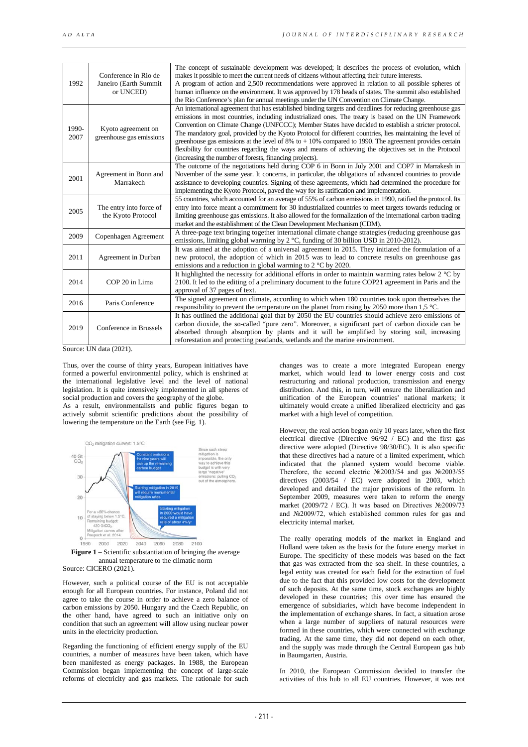| 1992 | Conference in Rio de Janeiro (Earth Summit or UNCED) | The concept of sustainable development was developed; it describes the process of evolution, which makes it possible to meet the current needs of citizens without affecting their future interests. A program of action and 2,500 recommendations were approved in relation to all possible spheres of human influence on the environment. It was approved by 178 heads of states. The summit also established the Rio Conference's plan for annual meetings under the UN Convention on Climate Change. |
|---|---|---|
| 1990-2007 | Kyoto agreement on greenhouse gas emissions | An international agreement that has established binding targets and deadlines for reducing greenhouse gas emissions in most countries, including industrialized ones. The treaty is based on the UN Framework Convention on Climate Change (UNFCCC); Member States have decided to establish a stricter protocol. The mandatory goal, provided by the Kyoto Protocol for different countries, lies maintaining the level of greenhouse gas emissions at the level of 8% to + 10% compared to 1990. The agreement provides certain flexibility for countries regarding the ways and means of achieving the objectives set in the Protocol (increasing the number of forests, financing projects). |
| 2001 | Agreement in Bonn and Marrakech | The outcome of the negotiations held during COP 6 in Bonn in July 2001 and COP7 in Marrakesh in November of the same year. It concerns, in particular, the obligations of advanced countries to provide assistance to developing countries. Signing of these agreements, which had determined the procedure for implementing the Kyoto Protocol, paved the way for its ratification and implementation. |
| 2005 | The entry into force of the Kyoto Protocol | 55 countries, which accounted for an average of 55% of carbon emissions in 1990, ratified the protocol. Its entry into force meant a commitment for 30 industrialized countries to meet targets towards reducing or limiting greenhouse gas emissions. It also allowed for the formalization of the international carbon trading market and the establishment of the Clean Development Mechanism (CDM). |
| 2009 | Copenhagen Agreement | A three-page text bringing together international climate change strategies (reducing greenhouse gas emissions, limiting global warming by 2 °C, funding of 30 billion USD in 2010-2012). |
| 2011 | Agreement in Durban | It was aimed at the adoption of a universal agreement in 2015. They initiated the formulation of a new protocol, the adoption of which in 2015 was to lead to concrete results on greenhouse gas emissions and a reduction in global warming to 2 °C by 2020. |
| 2014 | COP 20 in Lima | It highlighted the necessity for additional efforts in order to maintain warming rates below 2 °C by 2100. It led to the editing of a preliminary document to the future COP21 agreement in Paris and the approval of 37 pages of text. |
| 2016 | Paris Conference | The signed agreement on climate, according to which when 180 countries took upon themselves the responsibility to prevent the temperature on the planet from rising by 2050 more than 1,5 °C. |
| 2019 | Conference in Brussels | It has outlined the additional goal that by 2050 the EU countries should achieve zero emissions of carbon dioxide, the so-called "pure zero". Moreover, a significant part of carbon dioxide can be absorbed through absorption by plants and it will be amplified by storing soil, increasing reforestation and protecting peatlands, wetlands and the marine environment. |

Source: UN data (2021).

Thus, over the course of thirty years, European initiatives have formed a powerful environmental policy, which is enshrined at the international legislative level and the level of national legislation. It is quite intensively implemented in all spheres of social production and covers the geography of the globe.
As a result, environmentalists and public figures began to actively submit scientific predictions about the possibility of lowering the temperature on the Earth (see Fig. 1).

**Figure 1** – Scientific substantiation of bringing the average annual temperature to the climatic norm
Source: CICERO (2021).

However, such a political course of the EU is not acceptable enough for all European countries. For instance, Poland did not agree to take the course in order to achieve a zero balance of carbon emissions by 2050. Hungary and the Czech Republic, on the other hand, have agreed to such an initiative only on condition that such an agreement will allow using nuclear power units in the electricity production.

Regarding the functioning of efficient energy supply of the EU countries, a number of measures have been taken, which have been manifested as energy packages. In 1988, the European Commission began implementing the concept of large-scale reforms of electricity and gas markets. The rationale for such changes was to create a more integrated European energy market, which would lead to lower energy costs and cost restructuring and rational production, transmission and energy distribution. And this, in turn, will ensure the liberalization and unification of the European countries' national markets; it ultimately would create a unified liberalized electricity and gas market with a high level of competition.

However, the real action began only 10 years later, when the first electrical directive (Directive 96/92 / EC) and the first gas directive were adopted (Directive 98/30/EC). It is also specific that these directives had a nature of a limited experiment, which indicated that the planned system would become viable. Therefore, the second electric №2003/54 and gas №2003/55 directives (2003/54 / EC) were adopted in 2003, which developed and detailed the major provisions of the reform. In September 2009, measures were taken to reform the energy market (2009/72 / EC). It was based on Directives №2009/73 and №2009/72, which established common rules for gas and electricity internal market.

The really operating models of the market in England and Holland were taken as the basis for the future energy market in Europe. The specificity of these models was based on the fact that gas was extracted from the sea shelf. In these countries, a legal entity was created for each field for the extraction of fuel due to the fact that this provided low costs for the development of such deposits. At the same time, stock exchanges are highly developed in these countries; this over time has ensured the emergence of subsidiaries, which have become independent in the implementation of exchange shares. In fact, a situation arose when a large number of suppliers of natural resources were formed in these countries, which were connected with exchange trading. At the same time, they did not depend on each other, and the supply was made through the Central European gas hub in Baumgarten, Austria.

In 2010, the European Commission decided to transfer the activities of this hub to all EU countries. However, it was not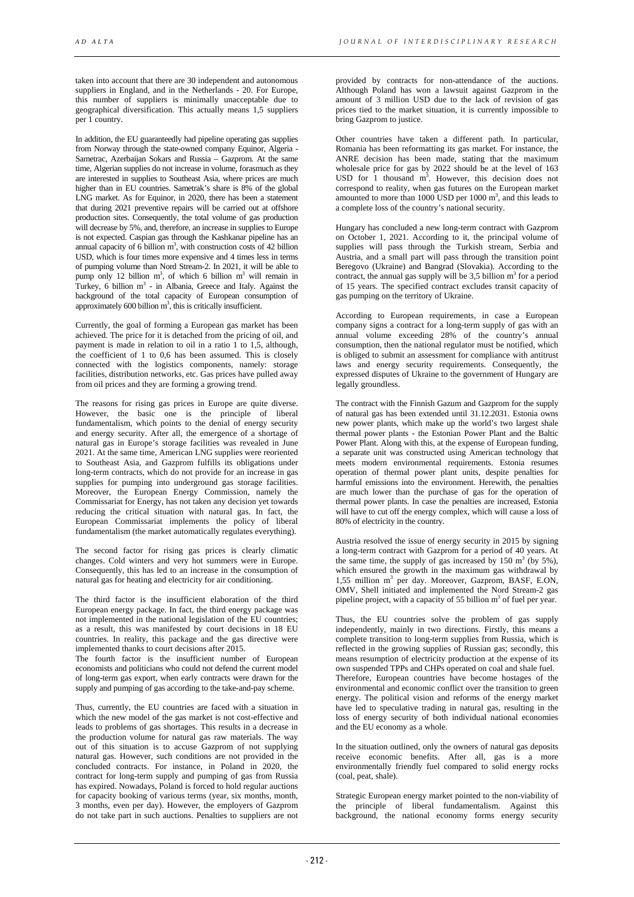taken into account that there are 30 independent and autonomous suppliers in England, and in the Netherlands - 20. For Europe, this number of suppliers is minimally unacceptable due to geographical diversification. This actually means 1,5 suppliers per 1 country.

In addition, the EU guaranteedly had pipeline operating gas supplies from Norway through the state-owned company Equinor, Algeria - Sametrac, Azerbaijan Sokars and Russia – Gazprom. At the same time, Algerian supplies do not increase in volume, forasmuch as they are interested in supplies to Southeast Asia, where prices are much higher than in EU countries. Sametrak's share is 8% of the global LNG market. As for Equinor, in 2020, there has been a statement that during 2021 preventive repairs will be carried out at offshore production sites. Consequently, the total volume of gas production will decrease by 5%, and, therefore, an increase in supplies to Europe is not expected. Caspian gas through the Kashkanar pipeline has an annual capacity of 6 billion m$^3$, with construction costs of 42 billion USD, which is four times more expensive and 4 times less in terms of pumping volume than Nord Stream-2. In 2021, it will be able to pump only 12 billion m$^3$, of which 6 billion m$^3$ will remain in Turkey, 6 billion m$^3$ - in Albania, Greece and Italy. Against the background of the total capacity of European consumption of approximately 600 billion m$^3$, this is critically insufficient.

Currently, the goal of forming a European gas market has been achieved. The price for it is detached from the pricing of oil, and payment is made in relation to oil in a ratio 1 to 1,5, although, the coefficient of 1 to 0,6 has been assumed. This is closely connected with the logistics components, namely: storage facilities, distribution networks, etc. Gas prices have pulled away from oil prices and they are forming a growing trend.

The reasons for rising gas prices in Europe are quite diverse. However, the basic one is the principle of liberal fundamentalism, which points to the denial of energy security and energy security. After all, the emergence of a shortage of natural gas in Europe's storage facilities was revealed in June 2021. At the same time, American LNG supplies were reoriented to Southeast Asia, and Gazprom fulfills its obligations under long-term contracts, which do not provide for an increase in gas supplies for pumping into underground gas storage facilities. Moreover, the European Energy Commission, namely the Commissariat for Energy, has not taken any decision yet towards reducing the critical situation with natural gas. In fact, the European Commissariat implements the policy of liberal fundamentalism (the market automatically regulates everything).

The second factor for rising gas prices is clearly climatic changes. Cold winters and very hot summers were in Europe. Consequently, this has led to an increase in the consumption of natural gas for heating and electricity for air conditioning.

The third factor is the insufficient elaboration of the third European energy package. In fact, the third energy package was not implemented in the national legislation of the EU countries; as a result, this was manifested by court decisions in 18 EU countries. In reality, this package and the gas directive were implemented thanks to court decisions after 2015.

The fourth factor is the insufficient number of European economists and politicians who could not defend the current model of long-term gas export, when early contracts were drawn for the supply and pumping of gas according to the take-and-pay scheme.

Thus, currently, the EU countries are faced with a situation in which the new model of the gas market is not cost-effective and leads to problems of gas shortages. This results in a decrease in the production volume for natural gas raw materials. The way out of this situation is to accuse Gazprom of not supplying natural gas. However, such conditions are not provided in the concluded contracts. For instance, in Poland in 2020, the contract for long-term supply and pumping of gas from Russia has expired. Nowadays, Poland is forced to hold regular auctions for capacity booking of various terms (year, six months, month, 3 months, even per day). However, the employers of Gazprom do not take part in such auctions. Penalties to suppliers are not provided by contracts for non-attendance of the auctions. Although Poland has won a lawsuit against Gazprom in the amount of 3 million USD due to the lack of revision of gas prices tied to the market situation, it is currently impossible to bring Gazprom to justice.

Other countries have taken a different path. In particular, Romania has been reformatting its gas market. For instance, the ANRE decision has been made, stating that the maximum wholesale price for gas by 2022 should be at the level of 163 USD for 1 thousand m$^3$. However, this decision does not correspond to reality, when gas futures on the European market amounted to more than 1000 USD per 1000 m$^3$, and this leads to a complete loss of the country's national security.

Hungary has concluded a new long-term contract with Gazprom on October 1, 2021. According to it, the principal volume of supplies will pass through the Turkish stream, Serbia and Austria, and a small part will pass through the transition point Beregovo (Ukraine) and Bangrad (Slovakia). According to the contract, the annual gas supply will be 3,5 billion m$^3$ for a period of 15 years. The specified contract excludes transit capacity of gas pumping on the territory of Ukraine.

According to European requirements, in case a European company signs a contract for a long-term supply of gas with an annual volume exceeding 28% of the country's annual consumption, then the national regulator must be notified, which is obliged to submit an assessment for compliance with antitrust laws and energy security requirements. Consequently, the expressed disputes of Ukraine to the government of Hungary are legally groundless.

The contract with the Finnish Gazum and Gazprom for the supply of natural gas has been extended until 31.12.2031. Estonia owns new power plants, which make up the world's two largest shale thermal power plants - the Estonian Power Plant and the Baltic Power Plant. Along with this, at the expense of European funding, a separate unit was constructed using American technology that meets modern environmental requirements. Estonia resumes operation of thermal power plant units, despite penalties for harmful emissions into the environment. Herewith, the penalties are much lower than the purchase of gas for the operation of thermal power plants. In case the penalties are increased, Estonia will have to cut off the energy complex, which will cause a loss of 80% of electricity in the country.

Austria resolved the issue of energy security in 2015 by signing a long-term contract with Gazprom for a period of 40 years. At the same time, the supply of gas increased by 150 m$^3$ (by 5%), which ensured the growth in the maximum gas withdrawal by 1,55 million m$^3$ per day. Moreover, Gazprom, BASF, E.ON, OMV, Shell initiated and implemented the Nord Stream-2 gas pipeline project, with a capacity of 55 billion m$^3$ of fuel per year.

Thus, the EU countries solve the problem of gas supply independently, mainly in two directions. Firstly, this means a complete transition to long-term supplies from Russia, which is reflected in the growing supplies of Russian gas; secondly, this means resumption of electricity production at the expense of its own suspended TPPs and CHPs operated on coal and shale fuel.

Therefore, European countries have become hostages of the environmental and economic conflict over the transition to green energy. The political vision and reforms of the energy market have led to speculative trading in natural gas, resulting in the loss of energy security of both individual national economies and the EU economy as a whole.

In the situation outlined, only the owners of natural gas deposits receive economic benefits. After all, gas is a more environmentally friendly fuel compared to solid energy rocks (coal, peat, shale).

Strategic European energy market pointed to the non-viability of the principle of liberal fundamentalism. Against this background, the national economy forms energy security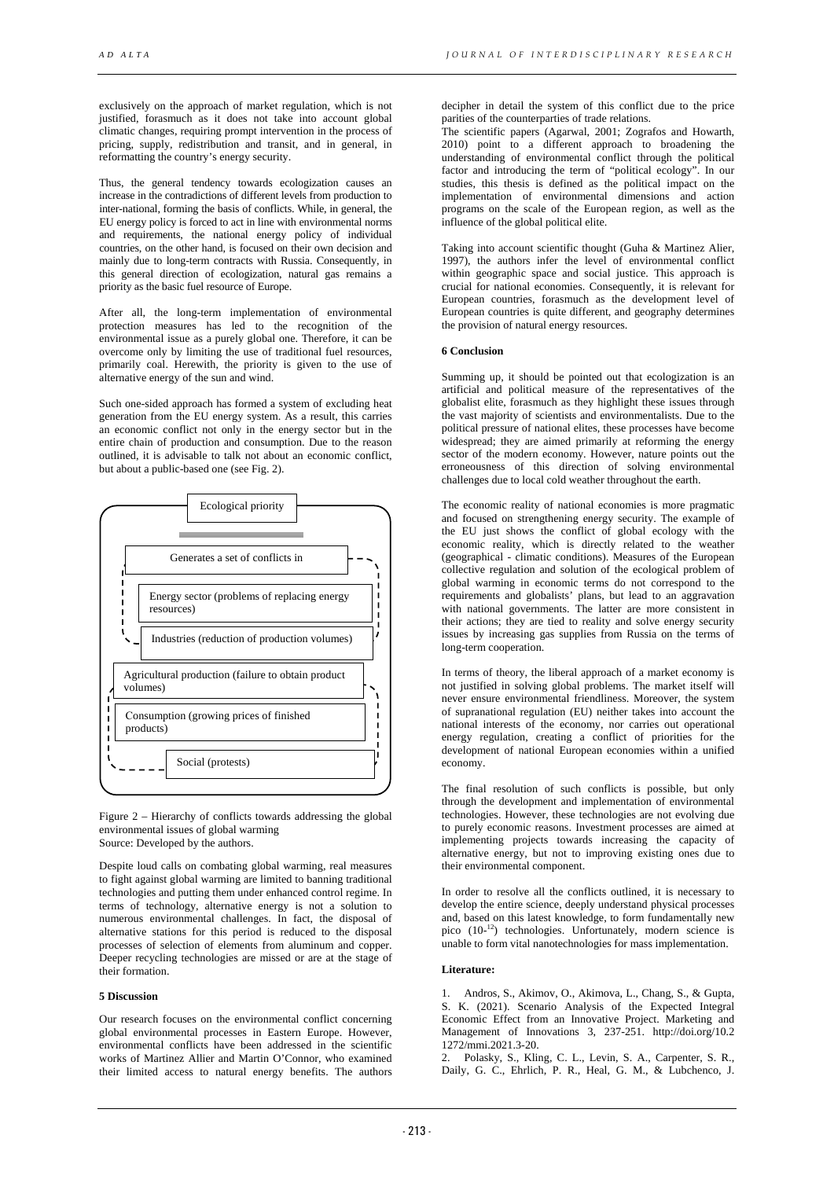exclusively on the approach of market regulation, which is not justified, forasmuch as it does not take into account global climatic changes, requiring prompt intervention in the process of pricing, supply, redistribution and transit, and in general, in reformatting the country's energy security.

Thus, the general tendency towards ecologization causes an increase in the contradictions of different levels from production to inter-national, forming the basis of conflicts. While, in general, the EU energy policy is forced to act in line with environmental norms and requirements, the national energy policy of individual countries, on the other hand, is focused on their own decision and mainly due to long-term contracts with Russia. Consequently, in this general direction of ecologization, natural gas remains a priority as the basic fuel resource of Europe.

After all, the long-term implementation of environmental protection measures has led to the recognition of the environmental issue as a purely global one. Therefore, it can be overcome only by limiting the use of traditional fuel resources, primarily coal. Herewith, the priority is given to the use of alternative energy of the sun and wind.

Such one-sided approach has formed a system of excluding heat generation from the EU energy system. As a result, this carries an economic conflict not only in the energy sector but in the entire chain of production and consumption. Due to the reason outlined, it is advisable to talk not about an economic conflict, but about a public-based one (see Fig. 2).

Ecological priority

Generates a set of conflicts in

Energy sector (problems of replacing energy resources)

Industries (reduction of production volumes)

Agricultural production (failure to obtain product volumes)

Consumption (growing prices of finished products)

Social (protests)

Figure 2 – Hierarchy of conflicts towards addressing the global environmental issues of global warming
Source: Developed by the authors.

Despite loud calls on combating global warming, real measures to fight against global warming are limited to banning traditional technologies and putting them under enhanced control regime. In terms of technology, alternative energy is not a solution to numerous environmental challenges. In fact, the disposal of alternative stations for this period is reduced to the disposal processes of selection of elements from aluminum and copper. Deeper recycling technologies are missed or are at the stage of their formation.

**5 Discussion**

Our research focuses on the environmental conflict concerning global environmental processes in Eastern Europe. However, environmental conflicts have been addressed in the scientific works of Martinez Allier and Martin O'Connor, who examined their limited access to natural energy benefits. The authors decipher in detail the system of this conflict due to the price parities of the counterparties of trade relations.

The scientific papers (Agarwal, 2001; Zografos and Howarth, 2010) point to a different approach to broadening the understanding of environmental conflict through the political factor and introducing the term of "political ecology". In our studies, this thesis is defined as the political impact on the implementation of environmental dimensions and action programs on the scale of the European region, as well as the influence of the global political elite.

Taking into account scientific thought (Guha & Martinez Alier, 1997), the authors infer the level of environmental conflict within geographic space and social justice. This approach is crucial for national economies. Consequently, it is relevant for European countries, forasmuch as the development level of European countries is quite different, and geography determines the provision of natural energy resources.

**6 Conclusion**

Summing up, it should be pointed out that ecologization is an artificial and political measure of the representatives of the globalist elite, forasmuch as they highlight these issues through the vast majority of scientists and environmentalists. Due to the political pressure of national elites, these processes have become widespread; they are aimed primarily at reforming the energy sector of the modern economy. However, nature points out the erroneousness of this direction of solving environmental challenges due to local cold weather throughout the earth.

The economic reality of national economies is more pragmatic and focused on strengthening energy security. The example of the EU just shows the conflict of global ecology with the economic reality, which is directly related to the weather (geographical - climatic conditions). Measures of the European collective regulation and solution of the ecological problem of global warming in economic terms do not correspond to the requirements and globalists' plans, but lead to an aggravation with national governments. The latter are more consistent in their actions; they are tied to reality and solve energy security issues by increasing gas supplies from Russia on the terms of long-term cooperation.

In terms of theory, the liberal approach of a market economy is not justified in solving global problems. The market itself will never ensure environmental friendliness. Moreover, the system of supranational regulation (EU) neither takes into account the national interests of the economy, nor carries out operational energy regulation, creating a conflict of priorities for the development of national European economies within a unified economy.

The final resolution of such conflicts is possible, but only through the development and implementation of environmental technologies. However, these technologies are not evolving due to purely economic reasons. Investment processes are aimed at implementing projects towards increasing the capacity of alternative energy, but not to improving existing ones due to their environmental component.

In order to resolve all the conflicts outlined, it is necessary to develop the entire science, deeply understand physical processes and, based on this latest knowledge, to form fundamentally new pico ($10^{-12}$) technologies. Unfortunately, modern science is unable to form vital nanotechnologies for mass implementation.

**Literature:**

1. Andros, S., Akimov, O., Akimova, L., Chang, S., & Gupta, S. K. (2021). Scenario Analysis of the Expected Integral Economic Effect from an Innovative Project. Marketing and Management of Innovations 3, 237-251. http://doi.org/10.21272/mmi.2021.3-20.
2. Polasky, S., Kling, C. L., Levin, S. A., Carpenter, S. R., Daily, G. C., Ehrlich, P. R., Heal, G. M., & Lubchenco, J.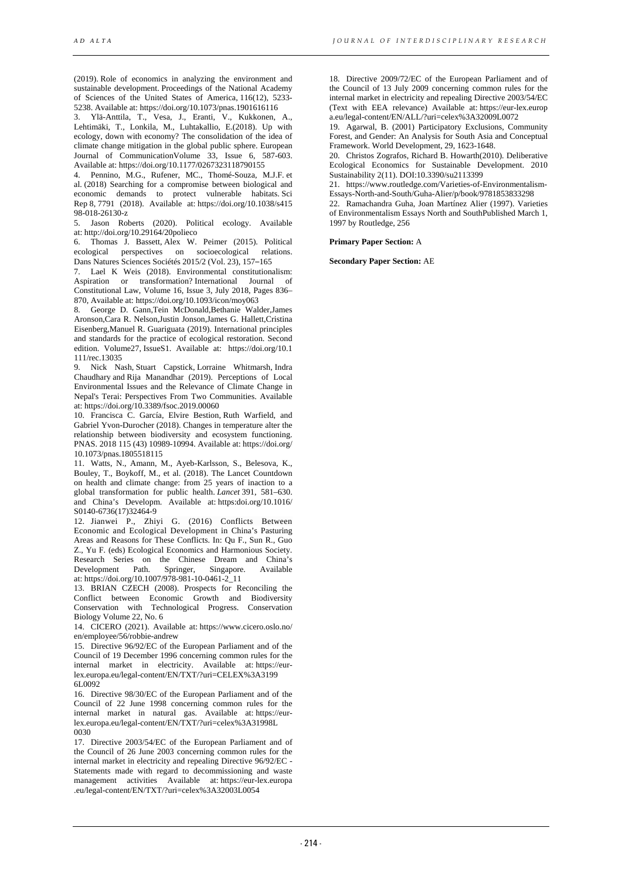(2019). Role of economics in analyzing the environment and sustainable development. Proceedings of the National Academy of Sciences of the United States of America, 116(12), 5233-5238. Available at: https://doi.org/10.1073/pnas.1901616116

3. Ylä-Anttila, T., Vesa, J., Eranti, V., Kukkonen, A., Lehtimäki, T., Lonkila, M., Luhtakallio, E.(2018). Up with ecology, down with economy? The consolidation of the idea of climate change mitigation in the global public sphere. European Journal of CommunicationVolume 33, Issue 6, 587-603. Available at: https://doi.org/10.1177/0267323118790155

4. Pennino, M.G., Rufener, MC., Thomé-Souza, M.J.F. et al. (2018) Searching for a compromise between biological and economic demands to protect vulnerable habitats. Sci Rep 8, 7791 (2018). Available at: https://doi.org/10.1038/s41598-018-26130-z

5. Jason Roberts (2020). Political ecology. Available at: http://doi.org/10.29164/20polieco

6. Thomas J. Bassett, Alex W. Peimer (2015). Political ecological perspectives on socioecological relations. Dans Natures Sciences Sociétés 2015/2 (Vol. 23), 157–165

7. Lael K Weis (2018). Environmental constitutionalism: Aspiration or transformation? International Journal of Constitutional Law, Volume 16, Issue 3, July 2018, Pages 836–870, Available at: https://doi.org/10.1093/icon/moy063

8. George D. Gann,Tein McDonald,Bethanie Walder,James Aronson,Cara R. Nelson,Justin Jonson,James G. Hallett,Cristina Eisenberg,Manuel R. Guariguata (2019). International principles and standards for the practice of ecological restoration. Second edition. Volume27, IssueS1. Available at: https://doi.org/10.1111/rec.13035

9. Nick Nash, Stuart Capstick, Lorraine Whitmarsh, Indra Chaudhary and Rija Manandhar (2019). Perceptions of Local Environmental Issues and the Relevance of Climate Change in Nepal's Terai: Perspectives From Two Communities. Available at: https://doi.org/10.3389/fsoc.2019.00060

10. Francisca C. García, Elvire Bestion, Ruth Warfield, and Gabriel Yvon-Durocher (2018). Changes in temperature alter the relationship between biodiversity and ecosystem functioning. PNAS. 2018 115 (43) 10989-10994. Available at: https://doi.org/10.1073/pnas.1805518115

11. Watts, N., Amann, M., Ayeb-Karlsson, S., Belesova, K., Bouley, T., Boykoff, M., et al. (2018). The Lancet Countdown on health and climate change: from 25 years of inaction to a global transformation for public health. *Lancet* 391, 581–630. and China's Developm. Available at: https:doi.org/10.1016/S0140-6736(17)32464-9

12. Jianwei P., Zhiyi G. (2016) Conflicts Between Economic and Ecological Development in China's Pasturing Areas and Reasons for These Conflicts. In: Qu F., Sun R., Guo Z., Yu F. (eds) Ecological Economics and Harmonious Society. Research Series on the Chinese Dream and China's Development Path. Springer, Singapore. Available at: https://doi.org/10.1007/978-981-10-0461-2_11

13. BRIAN CZECH (2008). Prospects for Reconciling the Conflict between Economic Growth and Biodiversity Conservation with Technological Progress. Conservation Biology Volume 22, No. 6

14. CICERO (2021). Available at: https://www.cicero.oslo.no/en/employee/56/robbie-andrew

15. Directive 96/92/EC of the European Parliament and of the Council of 19 December 1996 concerning common rules for the internal market in electricity. Available at: https://eur-lex.europa.eu/legal-content/EN/TXT/?uri=CELEX%3A31996L0092

16. Directive 98/30/EC of the European Parliament and of the Council of 22 June 1998 concerning common rules for the internal market in natural gas. Available at: https://eur-lex.europa.eu/legal-content/EN/TXT/?uri=celex%3A31998L0030

17. Directive 2003/54/EC of the European Parliament and of the Council of 26 June 2003 concerning common rules for the internal market in electricity and repealing Directive 96/92/EC - Statements made with regard to decommissioning and waste management activities Available at: https://eur-lex.europa.eu/legal-content/EN/TXT/?uri=celex%3A32003L0054

18. Directive 2009/72/EC of the European Parliament and of the Council of 13 July 2009 concerning common rules for the internal market in electricity and repealing Directive 2003/54/EC (Text with EEA relevance) Available at: https://eur-lex.europa.eu/legal-content/EN/ALL/?uri=celex%3A32009L0072

19. Agarwal, B. (2001) Participatory Exclusions, Community Forest, and Gender: An Analysis for South Asia and Conceptual Framework. World Development, 29, 1623-1648.

20. Christos Zografos, Richard B. Howarth(2010). Deliberative Ecological Economics for Sustainable Development. 2010 Sustainability 2(11). DOI:10.3390/su2113399

21. https://www.routledge.com/Varieties-of-Environmentalism-Essays-North-and-South/Guha-Alier/p/book/9781853833298

22. Ramachandra Guha, Joan Martínez Alier (1997). Varieties of Environmentalism Essays North and SouthPublished March 1, 1997 by Routledge, 256

**Primary Paper Section:** A

**Secondary Paper Section:** AE